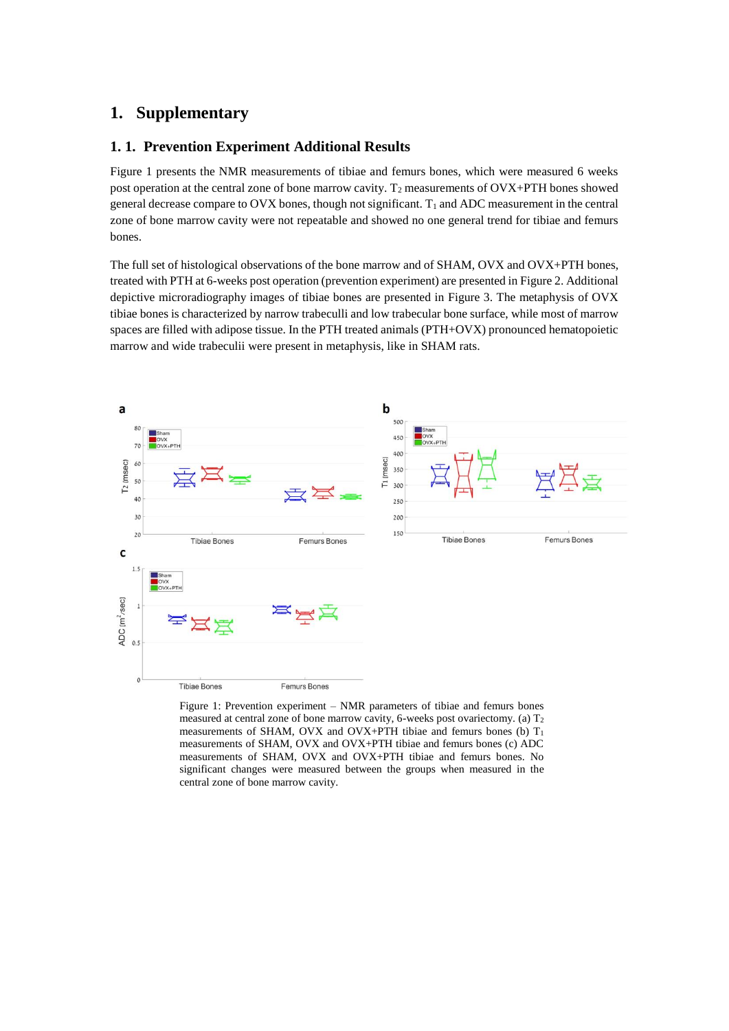# 1. Supplementary

## 1. 1. Prevention Experiment Additional Results

Figure 1 presents the NMR measurements of tibiae and femurs bones, which were measured 6 weeks post operation at the central zone of bone marrow cavity. $T_2$ measurements of OVX+PTH bones showed general decrease compare to OVX bones, though not significant. $T_1$ and ADC measurement in the central zone of bone marrow cavity were not repeatable and showed no one general trend for tibiae and femurs bones.

The full set of histological observations of the bone marrow and of SHAM, OVX and OVX+PTH bones, treated with PTH at 6-weeks post operation (prevention experiment) are presented in Figure 2. Additional depictive microradiography images of tibiae bones are presented in Figure 3. The metaphysis of OVX tibiae bones is characterized by narrow trabeculli and low trabecular bone surface, while most of marrow spaces are filled with adipose tissue. In the PTH treated animals (PTH+OVX) pronounced hematopoietic marrow and wide trabeculii were present in metaphysis, like in SHAM rats.

a

T2 (msec)

80
70
60
50
40
30
20

Sham
OVX
OVX+PTH

Tibiae Bones
Femurs Bones

b

T1 (msec)

500
450
400
350
300
250
200
150

Sham
OVX
OVX+PTH

Tibiae Bones
Femurs Bones

c

ADC (m²/sec)

1.5
1
0.5
0

Sham
OVX
OVX+PTH

Tibiae Bones
Femurs Bones

Figure 1: Prevention experiment – NMR parameters of tibiae and femurs bones measured at central zone of bone marrow cavity, 6-weeks post ovariectomy. (a) $T_2$ measurements of SHAM, OVX and OVX+PTH tibiae and femurs bones (b) $T_1$ measurements of SHAM, OVX and OVX+PTH tibiae and femurs bones (c) ADC measurements of SHAM, OVX and OVX+PTH tibiae and femurs bones. No significant changes were measured between the groups when measured in the central zone of bone marrow cavity.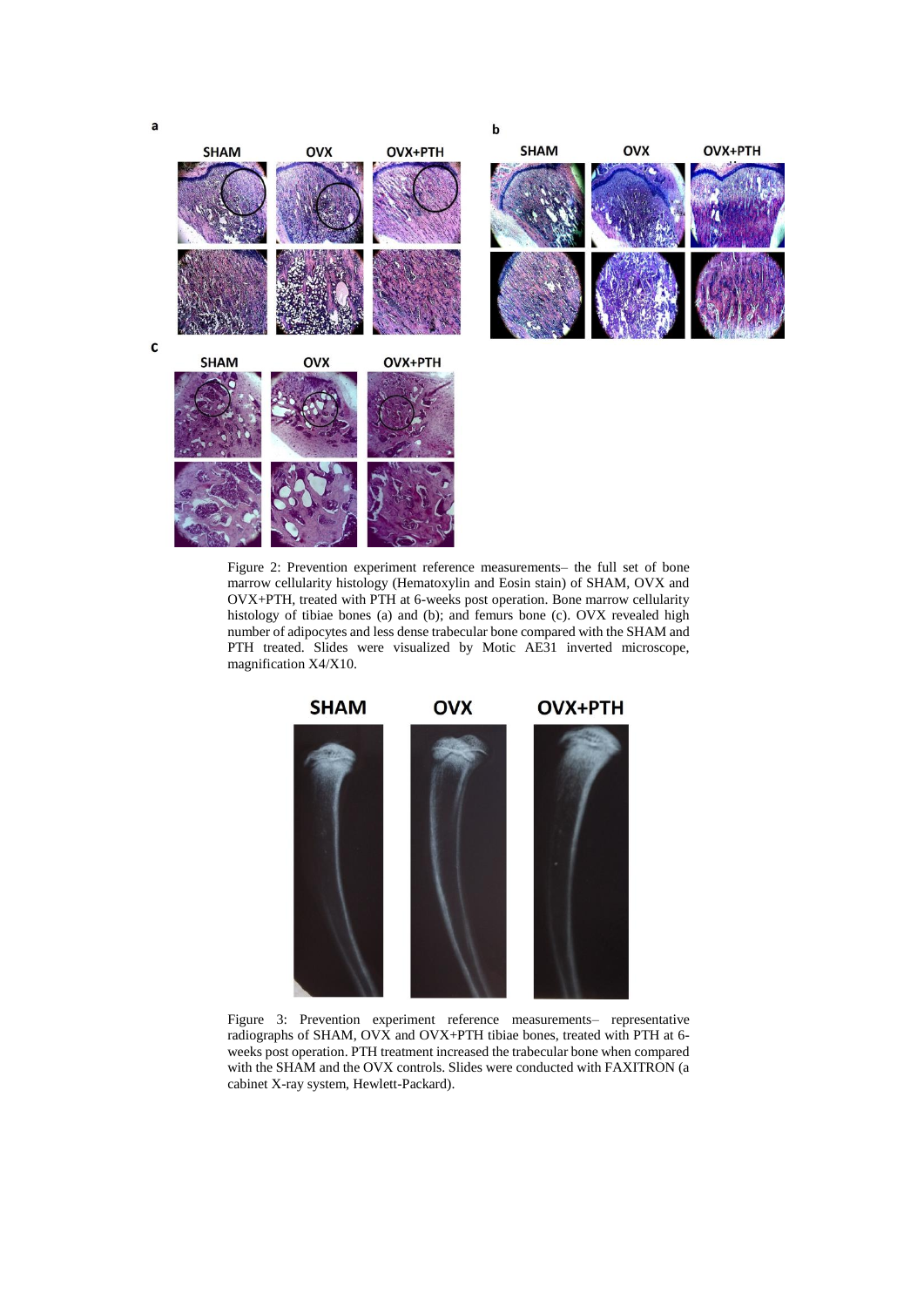a

SHAM OVX OVX+PTH

b

SHAM OVX OVX+PTH

c

SHAM OVX OVX+PTH

Figure 2: Prevention experiment reference measurements– the full set of bone marrow cellularity histology (Hematoxylin and Eosin stain) of SHAM, OVX and OVX+PTH, treated with PTH at 6-weeks post operation. Bone marrow cellularity histology of tibiae bones (a) and (b); and femurs bone (c). OVX revealed high number of adipocytes and less dense trabecular bone compared with the SHAM and PTH treated. Slides were visualized by Motic AE31 inverted microscope, magnification X4/X10.

SHAM OVX OVX+PTH

Figure 3: Prevention experiment reference measurements– representative radiographs of SHAM, OVX and OVX+PTH tibiae bones, treated with PTH at 6-weeks post operation. PTH treatment increased the trabecular bone when compared with the SHAM and the OVX controls. Slides were conducted with FAXITRON (a cabinet X-ray system, Hewlett-Packard).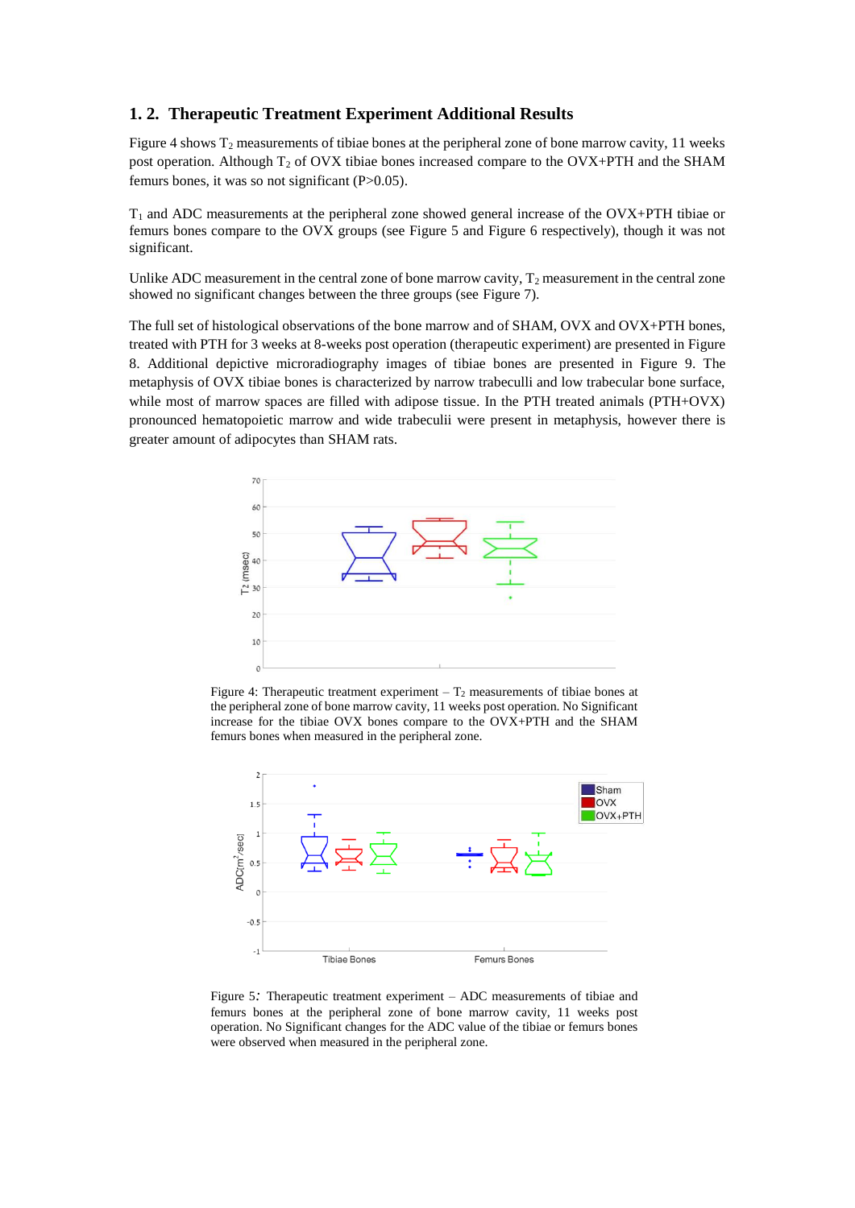## 1. 2. Therapeutic Treatment Experiment Additional Results

Figure 4 shows $T_2$ measurements of tibiae bones at the peripheral zone of bone marrow cavity, 11 weeks post operation. Although $T_2$ of OVX tibiae bones increased compare to the OVX+PTH and the SHAM femurs bones, it was so not significant (P>0.05).

$T_1$ and ADC measurements at the peripheral zone showed general increase of the OVX+PTH tibiae or femurs bones compare to the OVX groups (see Figure 5 and Figure 6 respectively), though it was not significant.

Unlike ADC measurement in the central zone of bone marrow cavity, $T_2$ measurement in the central zone showed no significant changes between the three groups (see Figure 7).

The full set of histological observations of the bone marrow and of SHAM, OVX and OVX+PTH bones, treated with PTH for 3 weeks at 8-weeks post operation (therapeutic experiment) are presented in Figure 8. Additional depictive microradiography images of tibiae bones are presented in Figure 9. The metaphysis of OVX tibiae bones is characterized by narrow trabeculli and low trabecular bone surface, while most of marrow spaces are filled with adipose tissue. In the PTH treated animals (PTH+OVX) pronounced hematopoietic marrow and wide trabeculii were present in metaphysis, however there is greater amount of adipocytes than SHAM rats.

T2 (msec)
70
60
50
40
30
20
10
0

Figure 4: Therapeutic treatment experiment – $T_2$ measurements of tibiae bones at the peripheral zone of bone marrow cavity, 11 weeks post operation. No Significant increase for the tibiae OVX bones compare to the OVX+PTH and the SHAM femurs bones when measured in the peripheral zone.

ADC[m²/sec]
2
1.5
1
0.5
0
-0.5
-1
Tibiae Bones
Femurs Bones
Sham
OVX
OVX+PTH

Figure 5: Therapeutic treatment experiment – ADC measurements of tibiae and femurs bones at the peripheral zone of bone marrow cavity, 11 weeks post operation. No Significant changes for the ADC value of the tibiae or femurs bones were observed when measured in the peripheral zone.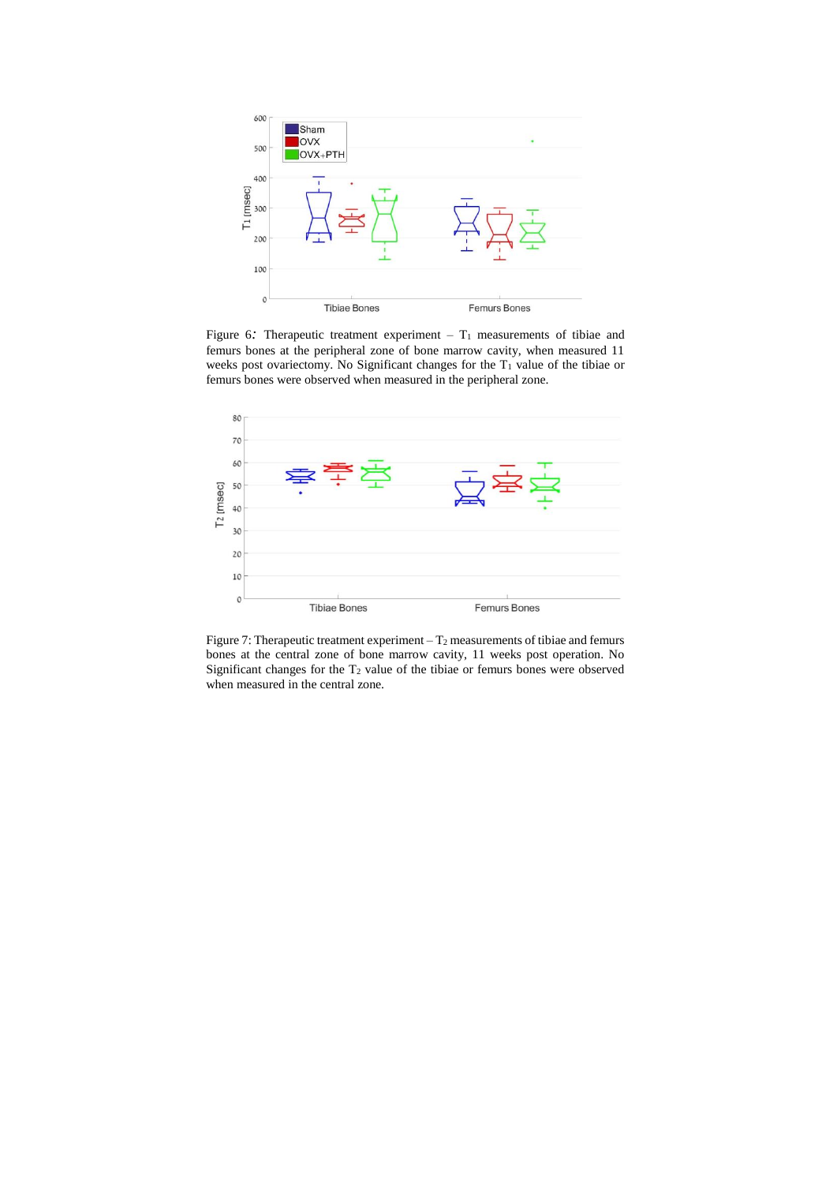600
500
400
300
200
100
0

T1 [msec]

Sham
OVX
OVX+PTH

Tibiae Bones
Femurs Bones

Figure 6: Therapeutic treatment experiment – $T_1$ measurements of tibiae and femurs bones at the peripheral zone of bone marrow cavity, when measured 11 weeks post ovariectomy. No Significant changes for the $T_1$ value of the tibiae or femurs bones were observed when measured in the peripheral zone.

80
70
60
50
40
30
20
10
0

T2 [msec]

Tibiae Bones
Femurs Bones

Figure 7: Therapeutic treatment experiment – $T_2$ measurements of tibiae and femurs bones at the central zone of bone marrow cavity, 11 weeks post operation. No Significant changes for the $T_2$ value of the tibiae or femurs bones were observed when measured in the central zone.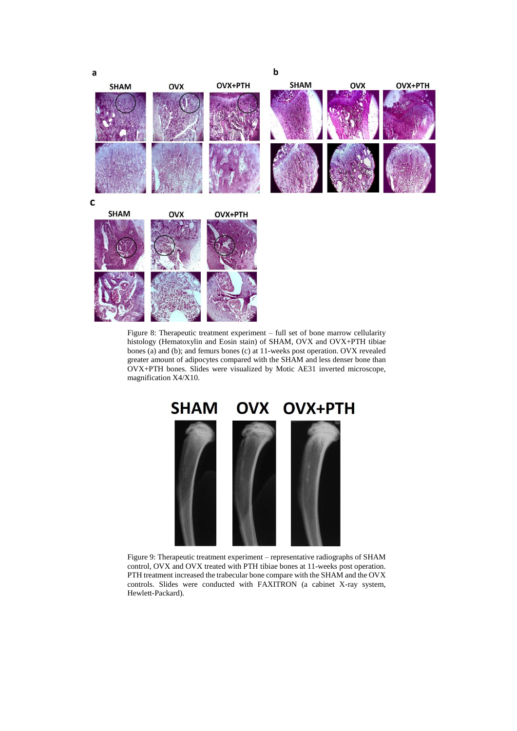a

SHAM OVX OVX+PTH

b

SHAM OVX OVX+PTH

c

SHAM OVX OVX+PTH

Figure 8: Therapeutic treatment experiment – full set of bone marrow cellularity histology (Hematoxylin and Eosin stain) of SHAM, OVX and OVX+PTH tibiae bones (a) and (b); and femurs bones (c) at 11-weeks post operation. OVX revealed greater amount of adipocytes compared with the SHAM and less denser bone than OVX+PTH bones. Slides were visualized by Motic AE31 inverted microscope, magnification X4/X10.

SHAM OVX OVX+PTH

Figure 9: Therapeutic treatment experiment – representative radiographs of SHAM control, OVX and OVX treated with PTH tibiae bones at 11-weeks post operation. PTH treatment increased the trabecular bone compare with the SHAM and the OVX controls. Slides were conducted with FAXITRON (a cabinet X-ray system, Hewlett-Packard).